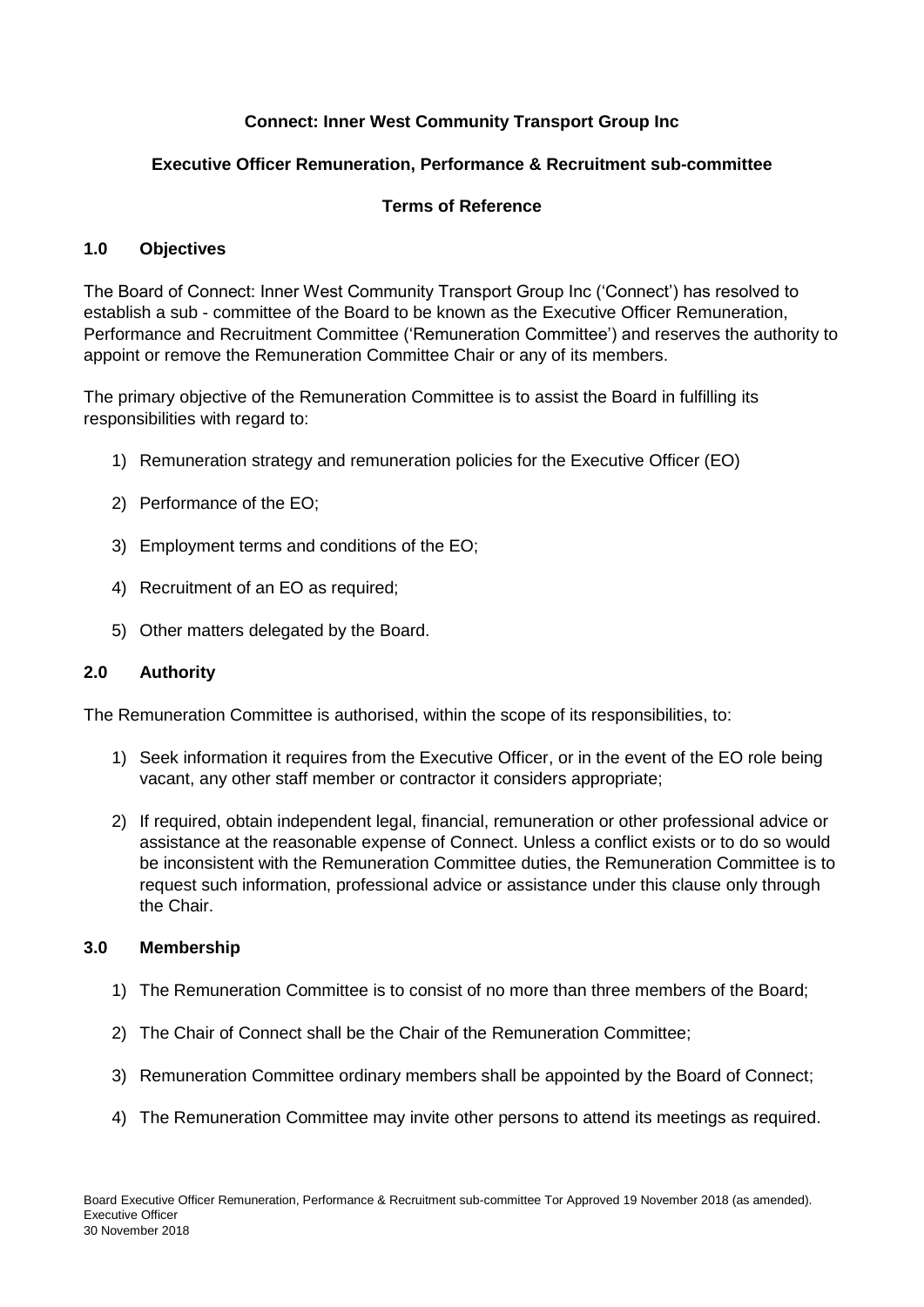**Connect: Inner West Community Transport Group Inc**

**Executive Officer Remuneration, Performance & Recruitment sub-committee**

**Terms of Reference**

## 1.0 Objectives

The Board of Connect: Inner West Community Transport Group Inc ('Connect') has resolved to establish a sub - committee of the Board to be known as the Executive Officer Remuneration, Performance and Recruitment Committee ('Remuneration Committee') and reserves the authority to appoint or remove the Remuneration Committee Chair or any of its members.

The primary objective of the Remuneration Committee is to assist the Board in fulfilling its responsibilities with regard to:

1) Remuneration strategy and remuneration policies for the Executive Officer (EO)
2) Performance of the EO;
3) Employment terms and conditions of the EO;
4) Recruitment of an EO as required;
5) Other matters delegated by the Board.

## 2.0 Authority

The Remuneration Committee is authorised, within the scope of its responsibilities, to:

1) Seek information it requires from the Executive Officer, or in the event of the EO role being vacant, any other staff member or contractor it considers appropriate;
2) If required, obtain independent legal, financial, remuneration or other professional advice or assistance at the reasonable expense of Connect. Unless a conflict exists or to do so would be inconsistent with the Remuneration Committee duties, the Remuneration Committee is to request such information, professional advice or assistance under this clause only through the Chair.

## 3.0 Membership

1) The Remuneration Committee is to consist of no more than three members of the Board;
2) The Chair of Connect shall be the Chair of the Remuneration Committee;
3) Remuneration Committee ordinary members shall be appointed by the Board of Connect;
4) The Remuneration Committee may invite other persons to attend its meetings as required.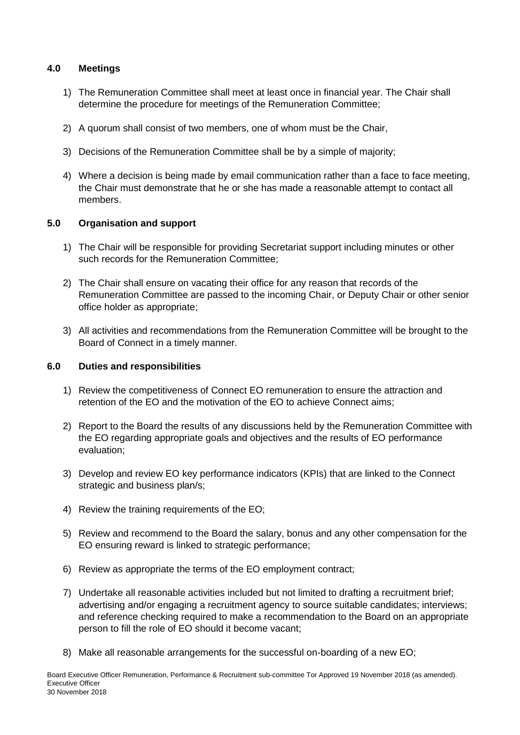## 4.0 Meetings

1) The Remuneration Committee shall meet at least once in financial year. The Chair shall determine the procedure for meetings of the Remuneration Committee;

2) A quorum shall consist of two members, one of whom must be the Chair,

3) Decisions of the Remuneration Committee shall be by a simple of majority;

4) Where a decision is being made by email communication rather than a face to face meeting, the Chair must demonstrate that he or she has made a reasonable attempt to contact all members.

## 5.0 Organisation and support

1) The Chair will be responsible for providing Secretariat support including minutes or other such records for the Remuneration Committee;

2) The Chair shall ensure on vacating their office for any reason that records of the Remuneration Committee are passed to the incoming Chair, or Deputy Chair or other senior office holder as appropriate;

3) All activities and recommendations from the Remuneration Committee will be brought to the Board of Connect in a timely manner.

## 6.0 Duties and responsibilities

1) Review the competitiveness of Connect EO remuneration to ensure the attraction and retention of the EO and the motivation of the EO to achieve Connect aims;

2) Report to the Board the results of any discussions held by the Remuneration Committee with the EO regarding appropriate goals and objectives and the results of EO performance evaluation;

3) Develop and review EO key performance indicators (KPIs) that are linked to the Connect strategic and business plan/s;

4) Review the training requirements of the EO;

5) Review and recommend to the Board the salary, bonus and any other compensation for the EO ensuring reward is linked to strategic performance;

6) Review as appropriate the terms of the EO employment contract;

7) Undertake all reasonable activities included but not limited to drafting a recruitment brief; advertising and/or engaging a recruitment agency to source suitable candidates; interviews; and reference checking required to make a recommendation to the Board on an appropriate person to fill the role of EO should it become vacant;

8) Make all reasonable arrangements for the successful on-boarding of a new EO;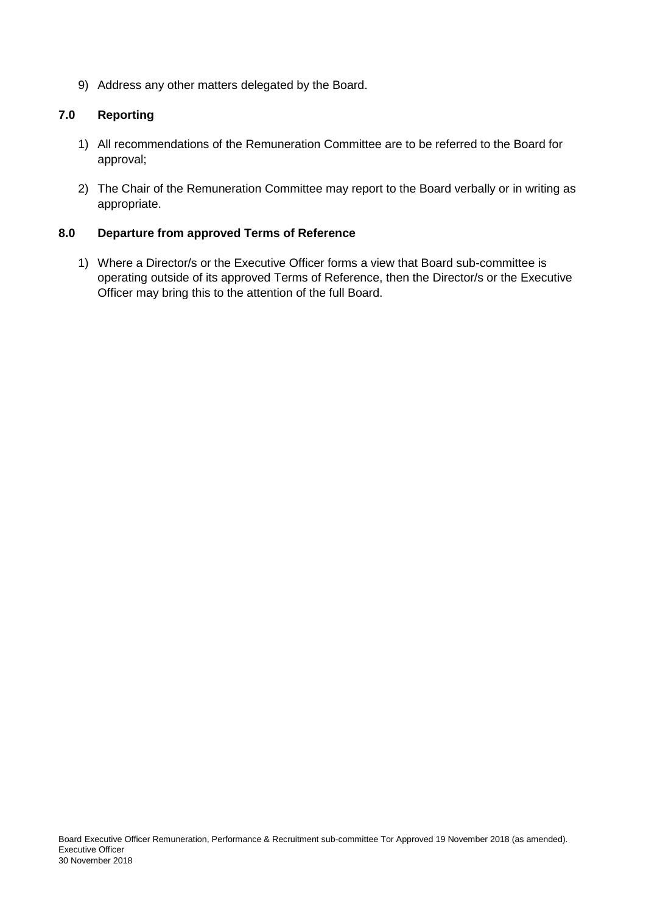9) Address any other matters delegated by the Board.

## 7.0 Reporting

1) All recommendations of the Remuneration Committee are to be referred to the Board for approval;

2) The Chair of the Remuneration Committee may report to the Board verbally or in writing as appropriate.

## 8.0 Departure from approved Terms of Reference

1) Where a Director/s or the Executive Officer forms a view that Board sub-committee is operating outside of its approved Terms of Reference, then the Director/s or the Executive Officer may bring this to the attention of the full Board.